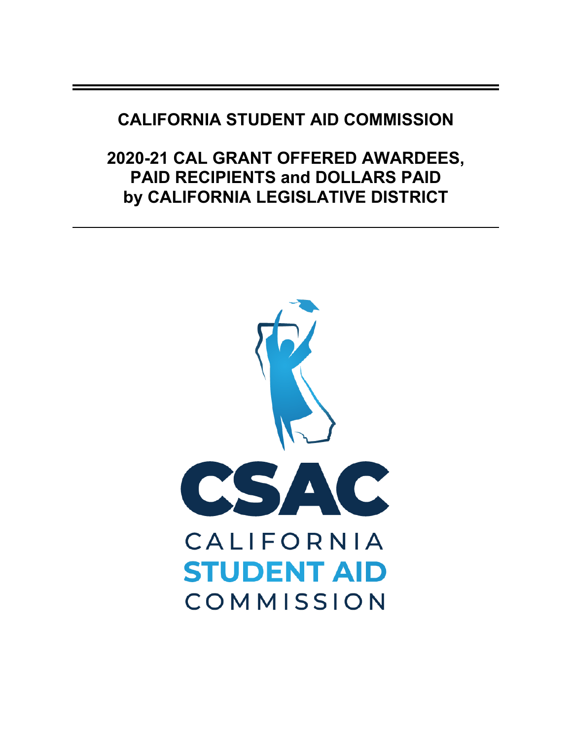# CALIFORNIA STUDENT AID COMMISSION

## 2020-21 CAL GRANT OFFERED AWARDEES, PAID RECIPIENTS and DOLLARS PAID by CALIFORNIA LEGISLATIVE DISTRICT

CSAC

CALIFORNIA
STUDENT AID
COMMISSION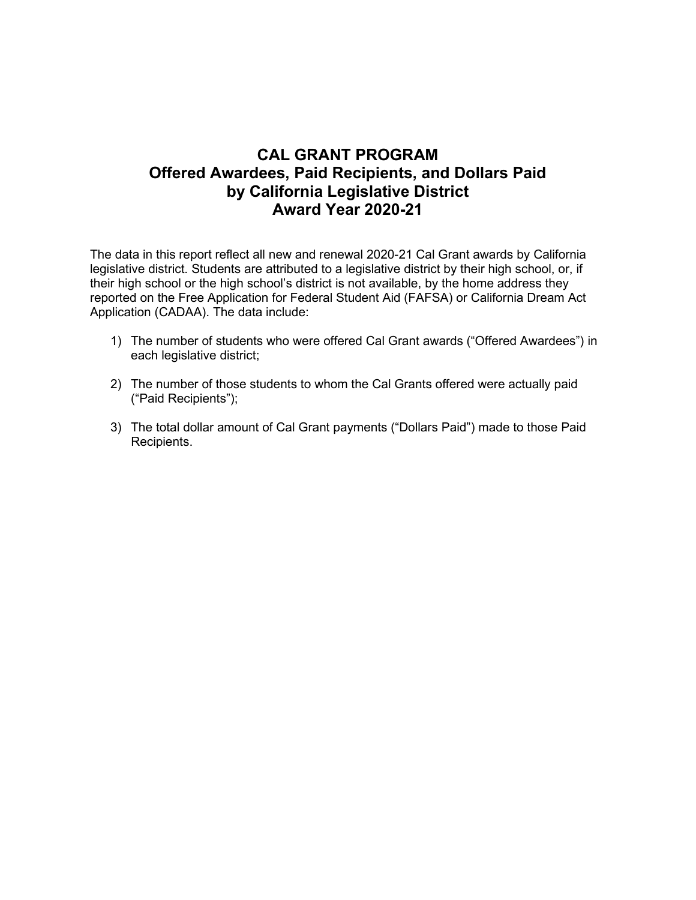# CAL GRANT PROGRAM
# Offered Awardees, Paid Recipients, and Dollars Paid by California Legislative District
# Award Year 2020-21

The data in this report reflect all new and renewal 2020-21 Cal Grant awards by California legislative district. Students are attributed to a legislative district by their high school, or, if their high school or the high school's district is not available, by the home address they reported on the Free Application for Federal Student Aid (FAFSA) or California Dream Act Application (CADAA). The data include:

1) The number of students who were offered Cal Grant awards ("Offered Awardees") in each legislative district;

2) The number of those students to whom the Cal Grants offered were actually paid ("Paid Recipients");

3) The total dollar amount of Cal Grant payments ("Dollars Paid") made to those Paid Recipients.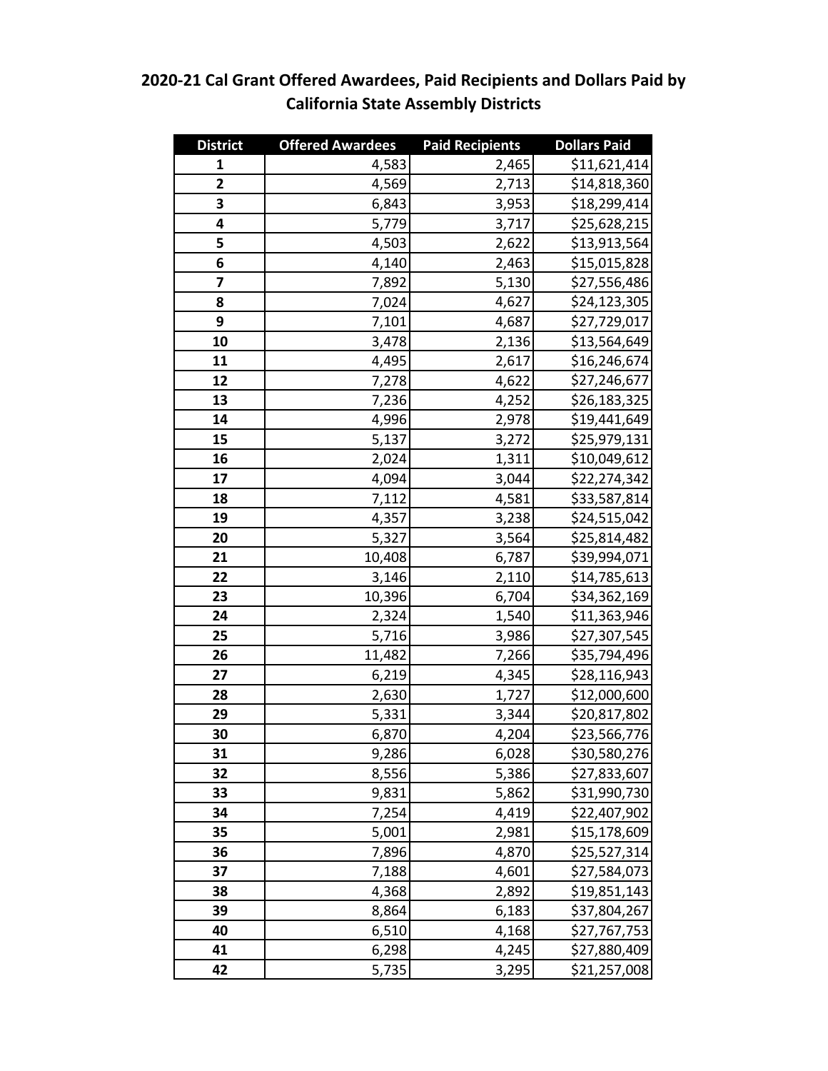## 2020-21 Cal Grant Offered Awardees, Paid Recipients and Dollars Paid by California State Assembly Districts

| District | Offered Awardees | Paid Recipients | Dollars Paid |
|---|---|---|---|
| 1 | 4,583 | 2,465 | $11,621,414 |
| 2 | 4,569 | 2,713 | $14,818,360 |
| 3 | 6,843 | 3,953 | $18,299,414 |
| 4 | 5,779 | 3,717 | $25,628,215 |
| 5 | 4,503 | 2,622 | $13,913,564 |
| 6 | 4,140 | 2,463 | $15,015,828 |
| 7 | 7,892 | 5,130 | $27,556,486 |
| 8 | 7,024 | 4,627 | $24,123,305 |
| 9 | 7,101 | 4,687 | $27,729,017 |
| 10 | 3,478 | 2,136 | $13,564,649 |
| 11 | 4,495 | 2,617 | $16,246,674 |
| 12 | 7,278 | 4,622 | $27,246,677 |
| 13 | 7,236 | 4,252 | $26,183,325 |
| 14 | 4,996 | 2,978 | $19,441,649 |
| 15 | 5,137 | 3,272 | $25,979,131 |
| 16 | 2,024 | 1,311 | $10,049,612 |
| 17 | 4,094 | 3,044 | $22,274,342 |
| 18 | 7,112 | 4,581 | $33,587,814 |
| 19 | 4,357 | 3,238 | $24,515,042 |
| 20 | 5,327 | 3,564 | $25,814,482 |
| 21 | 10,408 | 6,787 | $39,994,071 |
| 22 | 3,146 | 2,110 | $14,785,613 |
| 23 | 10,396 | 6,704 | $34,362,169 |
| 24 | 2,324 | 1,540 | $11,363,946 |
| 25 | 5,716 | 3,986 | $27,307,545 |
| 26 | 11,482 | 7,266 | $35,794,496 |
| 27 | 6,219 | 4,345 | $28,116,943 |
| 28 | 2,630 | 1,727 | $12,000,600 |
| 29 | 5,331 | 3,344 | $20,817,802 |
| 30 | 6,870 | 4,204 | $23,566,776 |
| 31 | 9,286 | 6,028 | $30,580,276 |
| 32 | 8,556 | 5,386 | $27,833,607 |
| 33 | 9,831 | 5,862 | $31,990,730 |
| 34 | 7,254 | 4,419 | $22,407,902 |
| 35 | 5,001 | 2,981 | $15,178,609 |
| 36 | 7,896 | 4,870 | $25,527,314 |
| 37 | 7,188 | 4,601 | $27,584,073 |
| 38 | 4,368 | 2,892 | $19,851,143 |
| 39 | 8,864 | 6,183 | $37,804,267 |
| 40 | 6,510 | 4,168 | $27,767,753 |
| 41 | 6,298 | 4,245 | $27,880,409 |
| 42 | 5,735 | 3,295 | $21,257,008 |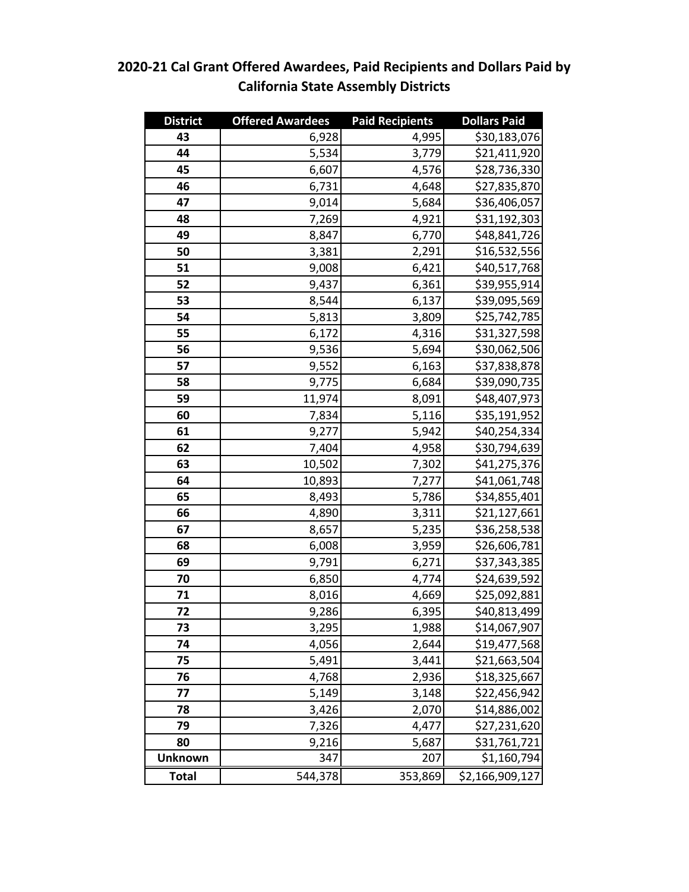# 2020-21 Cal Grant Offered Awardees, Paid Recipients and Dollars Paid by California State Assembly Districts

| District | Offered Awardees | Paid Recipients | Dollars Paid |
|---|---|---|---|
| 43 | 6,928 | 4,995 | $30,183,076 |
| 44 | 5,534 | 3,779 | $21,411,920 |
| 45 | 6,607 | 4,576 | $28,736,330 |
| 46 | 6,731 | 4,648 | $27,835,870 |
| 47 | 9,014 | 5,684 | $36,406,057 |
| 48 | 7,269 | 4,921 | $31,192,303 |
| 49 | 8,847 | 6,770 | $48,841,726 |
| 50 | 3,381 | 2,291 | $16,532,556 |
| 51 | 9,008 | 6,421 | $40,517,768 |
| 52 | 9,437 | 6,361 | $39,955,914 |
| 53 | 8,544 | 6,137 | $39,095,569 |
| 54 | 5,813 | 3,809 | $25,742,785 |
| 55 | 6,172 | 4,316 | $31,327,598 |
| 56 | 9,536 | 5,694 | $30,062,506 |
| 57 | 9,552 | 6,163 | $37,838,878 |
| 58 | 9,775 | 6,684 | $39,090,735 |
| 59 | 11,974 | 8,091 | $48,407,973 |
| 60 | 7,834 | 5,116 | $35,191,952 |
| 61 | 9,277 | 5,942 | $40,254,334 |
| 62 | 7,404 | 4,958 | $30,794,639 |
| 63 | 10,502 | 7,302 | $41,275,376 |
| 64 | 10,893 | 7,277 | $41,061,748 |
| 65 | 8,493 | 5,786 | $34,855,401 |
| 66 | 4,890 | 3,311 | $21,127,661 |
| 67 | 8,657 | 5,235 | $36,258,538 |
| 68 | 6,008 | 3,959 | $26,606,781 |
| 69 | 9,791 | 6,271 | $37,343,385 |
| 70 | 6,850 | 4,774 | $24,639,592 |
| 71 | 8,016 | 4,669 | $25,092,881 |
| 72 | 9,286 | 6,395 | $40,813,499 |
| 73 | 3,295 | 1,988 | $14,067,907 |
| 74 | 4,056 | 2,644 | $19,477,568 |
| 75 | 5,491 | 3,441 | $21,663,504 |
| 76 | 4,768 | 2,936 | $18,325,667 |
| 77 | 5,149 | 3,148 | $22,456,942 |
| 78 | 3,426 | 2,070 | $14,886,002 |
| 79 | 7,326 | 4,477 | $27,231,620 |
| 80 | 9,216 | 5,687 | $31,761,721 |
| Unknown | 347 | 207 | $1,160,794 |
| **Total** | 544,378 | 353,869 | $2,166,909,127 |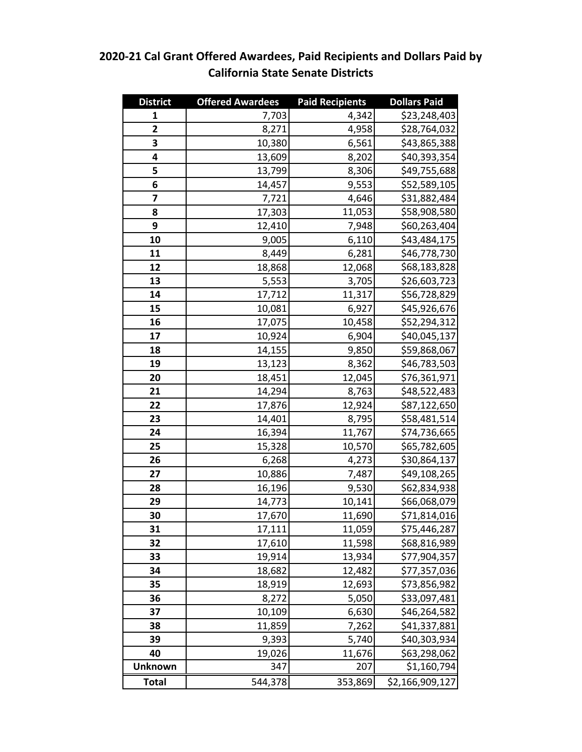## 2020-21 Cal Grant Offered Awardees, Paid Recipients and Dollars Paid by California State Senate Districts

| District | Offered Awardees | Paid Recipients | Dollars Paid |
|---|---|---|---|
| 1 | 7,703 | 4,342 | $23,248,403 |
| 2 | 8,271 | 4,958 | $28,764,032 |
| 3 | 10,380 | 6,561 | $43,865,388 |
| 4 | 13,609 | 8,202 | $40,393,354 |
| 5 | 13,799 | 8,306 | $49,755,688 |
| 6 | 14,457 | 9,553 | $52,589,105 |
| 7 | 7,721 | 4,646 | $31,882,484 |
| 8 | 17,303 | 11,053 | $58,908,580 |
| 9 | 12,410 | 7,948 | $60,263,404 |
| 10 | 9,005 | 6,110 | $43,484,175 |
| 11 | 8,449 | 6,281 | $46,778,730 |
| 12 | 18,868 | 12,068 | $68,183,828 |
| 13 | 5,553 | 3,705 | $26,603,723 |
| 14 | 17,712 | 11,317 | $56,728,829 |
| 15 | 10,081 | 6,927 | $45,926,676 |
| 16 | 17,075 | 10,458 | $52,294,312 |
| 17 | 10,924 | 6,904 | $40,045,137 |
| 18 | 14,155 | 9,850 | $59,868,067 |
| 19 | 13,123 | 8,362 | $46,783,503 |
| 20 | 18,451 | 12,045 | $76,361,971 |
| 21 | 14,294 | 8,763 | $48,522,483 |
| 22 | 17,876 | 12,924 | $87,122,650 |
| 23 | 14,401 | 8,795 | $58,481,514 |
| 24 | 16,394 | 11,767 | $74,736,665 |
| 25 | 15,328 | 10,570 | $65,782,605 |
| 26 | 6,268 | 4,273 | $30,864,137 |
| 27 | 10,886 | 7,487 | $49,108,265 |
| 28 | 16,196 | 9,530 | $62,834,938 |
| 29 | 14,773 | 10,141 | $66,068,079 |
| 30 | 17,670 | 11,690 | $71,814,016 |
| 31 | 17,111 | 11,059 | $75,446,287 |
| 32 | 17,610 | 11,598 | $68,816,989 |
| 33 | 19,914 | 13,934 | $77,904,357 |
| 34 | 18,682 | 12,482 | $77,357,036 |
| 35 | 18,919 | 12,693 | $73,856,982 |
| 36 | 8,272 | 5,050 | $33,097,481 |
| 37 | 10,109 | 6,630 | $46,264,582 |
| 38 | 11,859 | 7,262 | $41,337,881 |
| 39 | 9,393 | 5,740 | $40,303,934 |
| 40 | 19,026 | 11,676 | $63,298,062 |
| Unknown | 347 | 207 | $1,160,794 |
| **Total** | 544,378 | 353,869 | $2,166,909,127 |